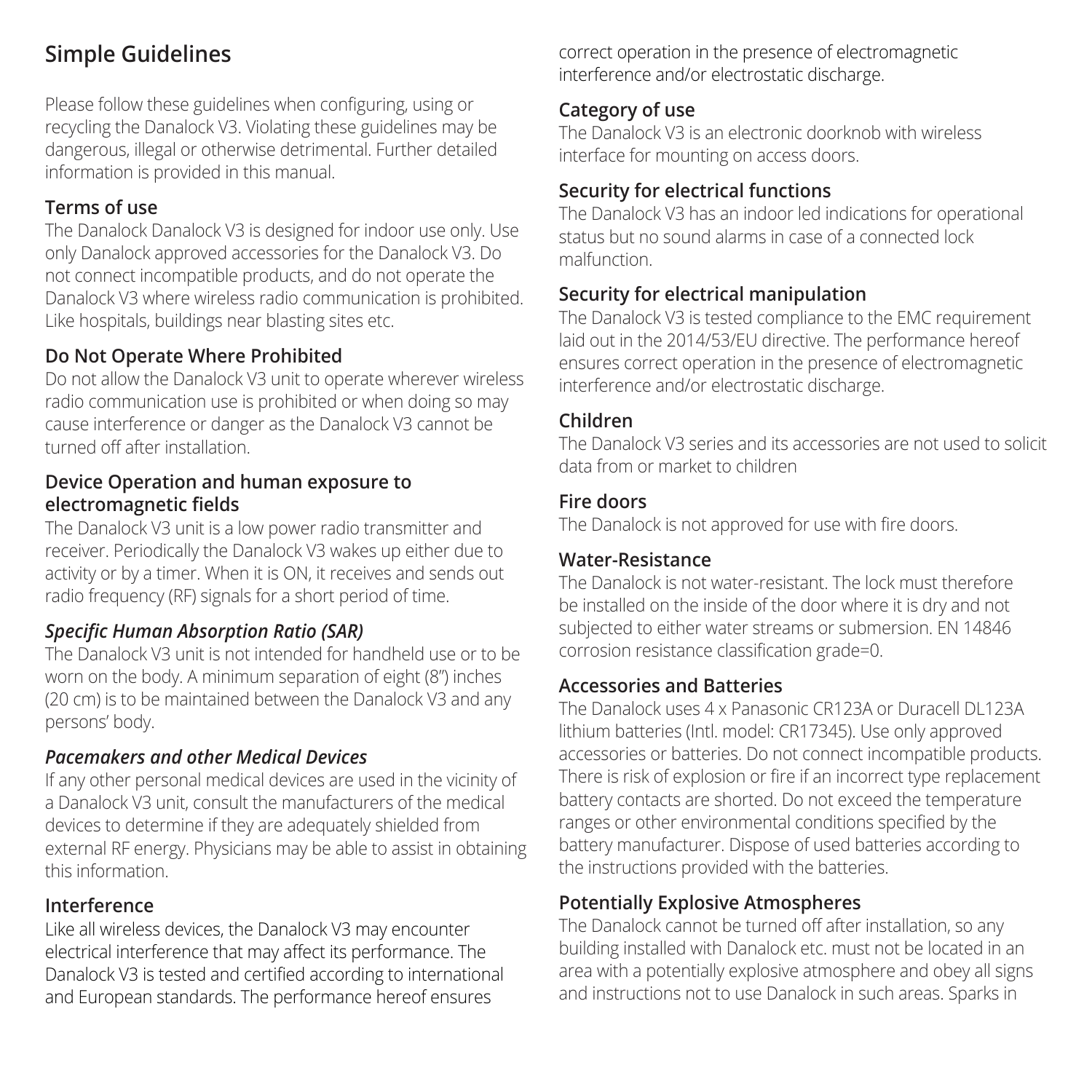# Simple Guidelines

Please follow these guidelines when configuring, using or recycling the Danalock V3. Violating these guidelines may be dangerous, illegal or otherwise detrimental. Further detailed information is provided in this manual.

### Terms of use

The Danalock Danalock V3 is designed for indoor use only. Use only Danalock approved accessories for the Danalock V3. Do not connect incompatible products, and do not operate the Danalock V3 where wireless radio communication is prohibited. Like hospitals, buildings near blasting sites etc.

### Do Not Operate Where Prohibited

Do not allow the Danalock V3 unit to operate wherever wireless radio communication use is prohibited or when doing so may cause interference or danger as the Danalock V3 cannot be turned off after installation.

### Device Operation and human exposure to electromagnetic fields

The Danalock V3 unit is a low power radio transmitter and receiver. Periodically the Danalock V3 wakes up either due to activity or by a timer. When it is ON, it receives and sends out radio frequency (RF) signals for a short period of time.

### *Specific Human Absorption Ratio (SAR)*

The Danalock V3 unit is not intended for handheld use or to be worn on the body. A minimum separation of eight (8") inches (20 cm) is to be maintained between the Danalock V3 and any persons' body.

### *Pacemakers and other Medical Devices*

If any other personal medical devices are used in the vicinity of a Danalock V3 unit, consult the manufacturers of the medical devices to determine if they are adequately shielded from external RF energy. Physicians may be able to assist in obtaining this information.

### Interference

Like all wireless devices, the Danalock V3 may encounter electrical interference that may affect its performance. The Danalock V3 is tested and certified according to international and European standards. The performance hereof ensures correct operation in the presence of electromagnetic interference and/or electrostatic discharge.

### Category of use

The Danalock V3 is an electronic doorknob with wireless interface for mounting on access doors.

### Security for electrical functions

The Danalock V3 has an indoor led indications for operational status but no sound alarms in case of a connected lock malfunction.

### Security for electrical manipulation

The Danalock V3 is tested compliance to the EMC requirement laid out in the 2014/53/EU directive. The performance hereof ensures correct operation in the presence of electromagnetic interference and/or electrostatic discharge.

### Children

The Danalock V3 series and its accessories are not used to solicit data from or market to children

### Fire doors

The Danalock is not approved for use with fire doors.

### Water-Resistance

The Danalock is not water-resistant. The lock must therefore be installed on the inside of the door where it is dry and not subjected to either water streams or submersion. EN 14846 corrosion resistance classification grade=0.

### Accessories and Batteries

The Danalock uses 4 x Panasonic CR123A or Duracell DL123A lithium batteries (Intl. model: CR17345). Use only approved accessories or batteries. Do not connect incompatible products. There is risk of explosion or fire if an incorrect type replacement battery contacts are shorted. Do not exceed the temperature ranges or other environmental conditions specified by the battery manufacturer. Dispose of used batteries according to the instructions provided with the batteries.

### Potentially Explosive Atmospheres

The Danalock cannot be turned off after installation, so any building installed with Danalock etc. must not be located in an area with a potentially explosive atmosphere and obey all signs and instructions not to use Danalock in such areas. Sparks in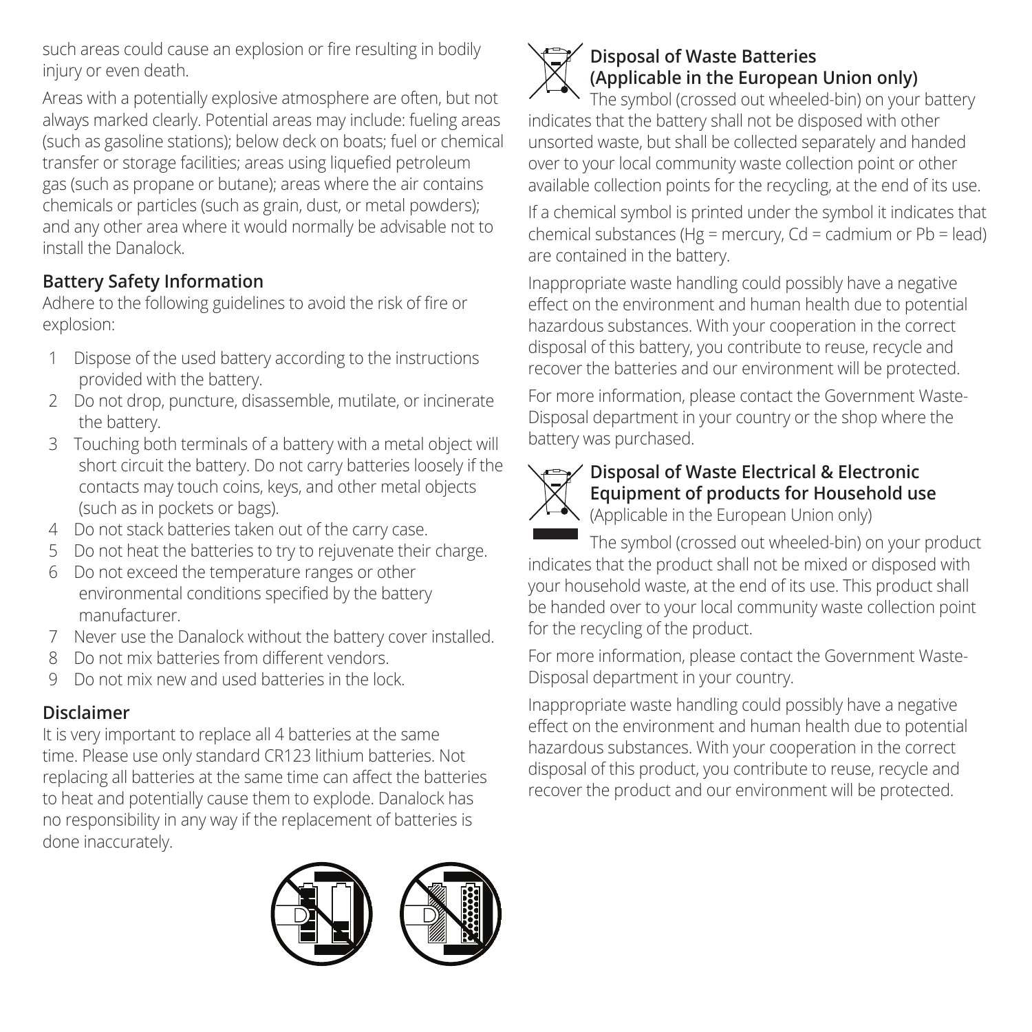such areas could cause an explosion or fire resulting in bodily injury or even death.

Areas with a potentially explosive atmosphere are often, but not always marked clearly. Potential areas may include: fueling areas (such as gasoline stations); below deck on boats; fuel or chemical transfer or storage facilities; areas using liquefied petroleum gas (such as propane or butane); areas where the air contains chemicals or particles (such as grain, dust, or metal powders); and any other area where it would normally be advisable not to install the Danalock.

### Battery Safety Information

Adhere to the following guidelines to avoid the risk of fire or explosion:

1. Dispose of the used battery according to the instructions provided with the battery.
2. Do not drop, puncture, disassemble, mutilate, or incinerate the battery.
3. Touching both terminals of a battery with a metal object will short circuit the battery. Do not carry batteries loosely if the contacts may touch coins, keys, and other metal objects (such as in pockets or bags).
4. Do not stack batteries taken out of the carry case.
5. Do not heat the batteries to try to rejuvenate their charge.
6. Do not exceed the temperature ranges or other environmental conditions specified by the battery manufacturer.
7. Never use the Danalock without the battery cover installed.
8. Do not mix batteries from different vendors.
9. Do not mix new and used batteries in the lock.

### Disclaimer

It is very important to replace all 4 batteries at the same time. Please use only standard CR123 lithium batteries. Not replacing all batteries at the same time can affect the batteries to heat and potentially cause them to explode. Danalock has no responsibility in any way if the replacement of batteries is done inaccurately.

### Disposal of Waste Batteries (Applicable in the European Union only)

The symbol (crossed out wheeled-bin) on your battery indicates that the battery shall not be disposed with other unsorted waste, but shall be collected separately and handed over to your local community waste collection point or other available collection points for the recycling, at the end of its use.

If a chemical symbol is printed under the symbol it indicates that chemical substances (Hg = mercury, Cd = cadmium or Pb = lead) are contained in the battery.

Inappropriate waste handling could possibly have a negative effect on the environment and human health due to potential hazardous substances. With your cooperation in the correct disposal of this battery, you contribute to reuse, recycle and recover the batteries and our environment will be protected.

For more information, please contact the Government Waste-Disposal department in your country or the shop where the battery was purchased.

### Disposal of Waste Electrical & Electronic Equipment of products for Household use

(Applicable in the European Union only)

The symbol (crossed out wheeled-bin) on your product indicates that the product shall not be mixed or disposed with your household waste, at the end of its use. This product shall be handed over to your local community waste collection point for the recycling of the product.

For more information, please contact the Government Waste-Disposal department in your country.

Inappropriate waste handling could possibly have a negative effect on the environment and human health due to potential hazardous substances. With your cooperation in the correct disposal of this product, you contribute to reuse, recycle and recover the product and our environment will be protected.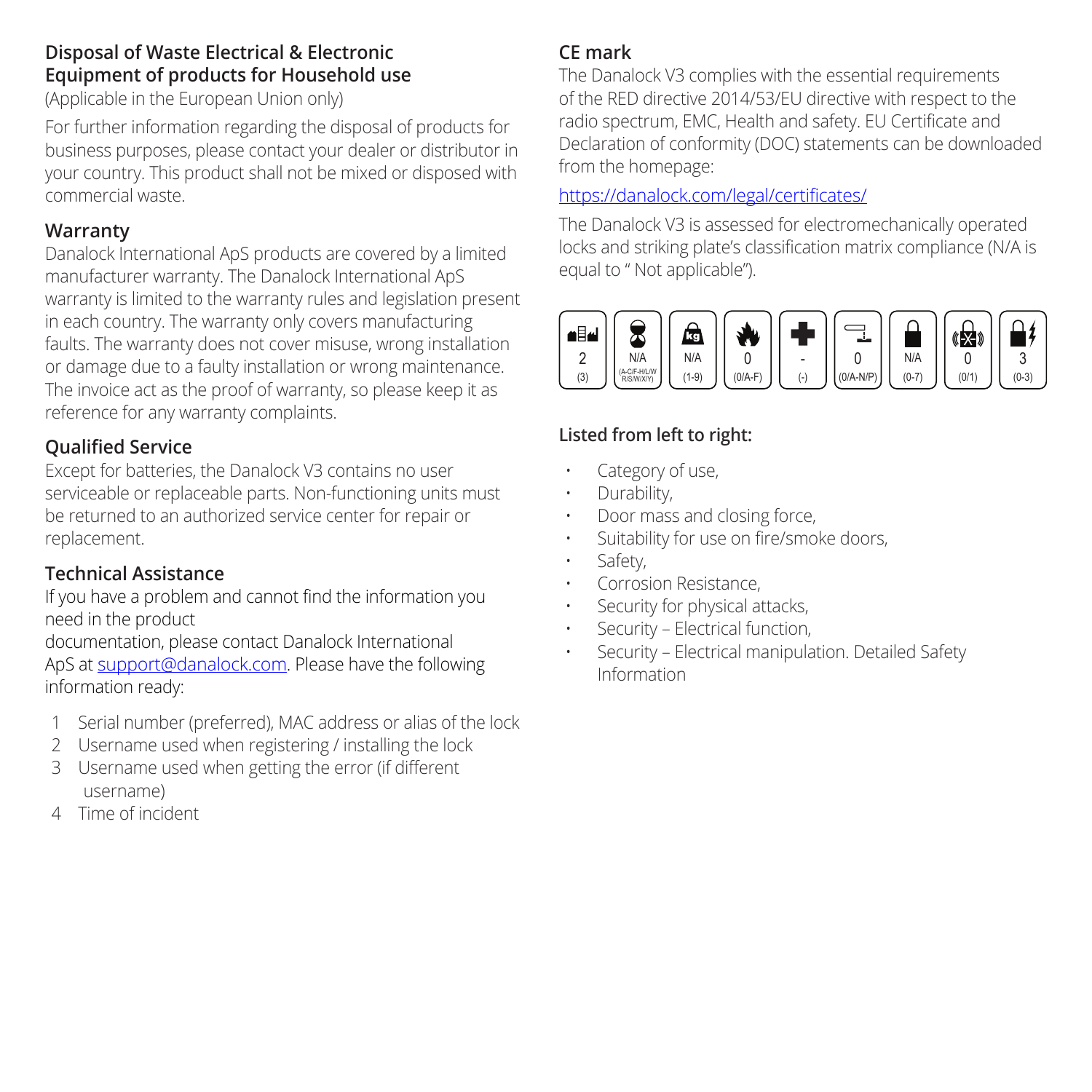## Disposal of Waste Electrical & Electronic Equipment of products for Household use

(Applicable in the European Union only)

For further information regarding the disposal of products for business purposes, please contact your dealer or distributor in your country. This product shall not be mixed or disposed with commercial waste.

## Warranty

Danalock International ApS products are covered by a limited manufacturer warranty. The Danalock International ApS warranty is limited to the warranty rules and legislation present in each country. The warranty only covers manufacturing faults. The warranty does not cover misuse, wrong installation or damage due to a faulty installation or wrong maintenance. The invoice act as the proof of warranty, so please keep it as reference for any warranty complaints.

## Qualified Service

Except for batteries, the Danalock V3 contains no user serviceable or replaceable parts. Non-functioning units must be returned to an authorized service center for repair or replacement.

## Technical Assistance

If you have a problem and cannot find the information you need in the product documentation, please contact Danalock International ApS at support@danalock.com. Please have the following information ready:

1. Serial number (preferred), MAC address or alias of the lock
2. Username used when registering / installing the lock
3. Username used when getting the error (if different username)
4. Time of incident

## CE mark

The Danalock V3 complies with the essential requirements of the RED directive 2014/53/EU directive with respect to the radio spectrum, EMC, Health and safety. EU Certificate and Declaration of conformity (DOC) statements can be downloaded from the homepage:

https://danalock.com/legal/certificates/

The Danalock V3 is assessed for electromechanically operated locks and striking plate's classification matrix compliance (N/A is equal to " Not applicable").

| 2 | N/A | N/A | 0 | - | 0 | N/A | 0 | 3 |
|---|---|---|---|---|---|---|---|---|
| (3) | (A-C/F-H/L/W R/S/W/X/Y) | (1-9) | (0/A-F) | (-) | (0/A-N/P) | (0-7) | (0/1) | (0-3) |

### Listed from left to right:

- Category of use,
- Durability,
- Door mass and closing force,
- Suitability for use on fire/smoke doors,
- Safety,
- Corrosion Resistance,
- Security for physical attacks,
- Security – Electrical function,
- Security – Electrical manipulation. Detailed Safety Information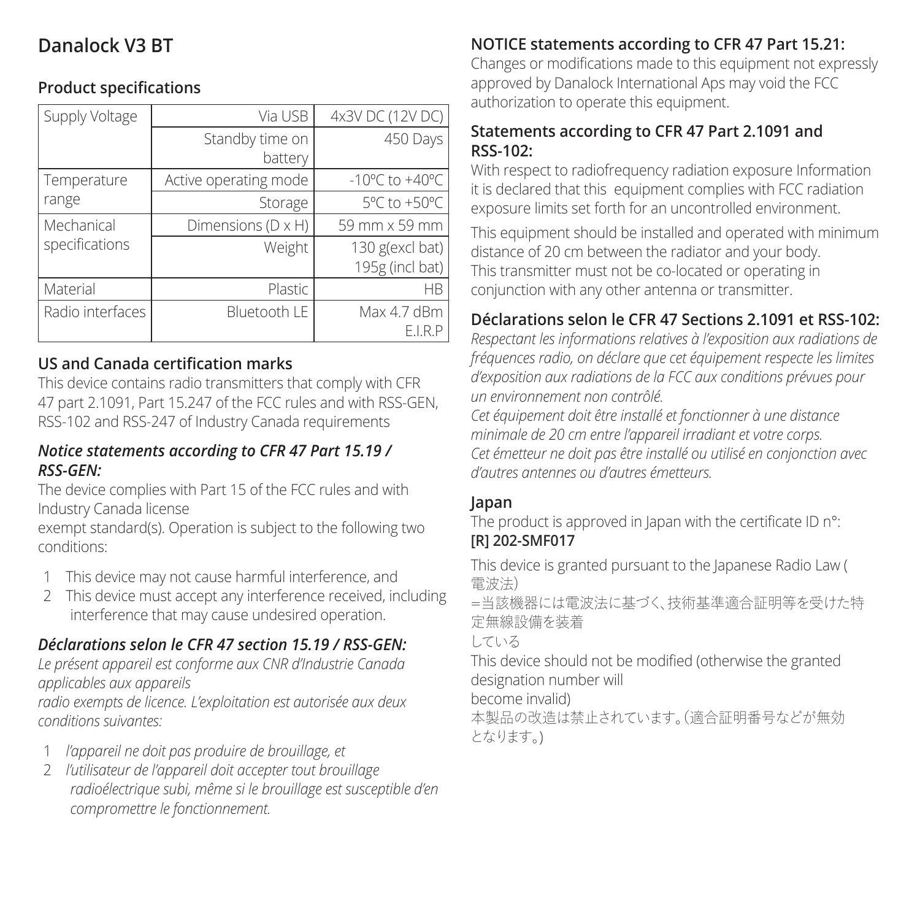# Danalock V3 BT

## Product specifications

| | | |
|---|---|---|
| Supply Voltage | Via USB | 4x3V DC (12V DC) |
| | Standby time on battery | 450 Days |
| Temperature range | Active operating mode | -10ºC to +40ºC |
| | Storage | 5ºC to +50ºC |
| Mechanical specifications | Dimensions (D x H) | 59 mm x 59 mm |
| | Weight | 130 g(excl bat) 195g (incl bat) |
| Material | Plastic | HB |
| Radio interfaces | Bluetooth LE | Max 4.7 dBm E.I.R.P |

## US and Canada certification marks

This device contains radio transmitters that comply with CFR 47 part 2.1091, Part 15.247 of the FCC rules and with RSS-GEN, RSS-102 and RSS-247 of Industry Canada requirements

### *Notice statements according to CFR 47 Part 15.19 / RSS-GEN:*

The device complies with Part 15 of the FCC rules and with Industry Canada license
exempt standard(s). Operation is subject to the following two conditions:

1. This device may not cause harmful interference, and
2. This device must accept any interference received, including interference that may cause undesired operation.

### *Déclarations selon le CFR 47 section 15.19 / RSS-GEN:*

*Le présent appareil est conforme aux CNR d'Industrie Canada applicables aux appareils*
*radio exempts de licence. L'exploitation est autorisée aux deux conditions suivantes:*

1. *l'appareil ne doit pas produire de brouillage, et*
2. *l'utilisateur de l'appareil doit accepter tout brouillage radioélectrique subi, même si le brouillage est susceptible d'en compromettre le fonctionnement.*

### NOTICE statements according to CFR 47 Part 15.21:

Changes or modifications made to this equipment not expressly approved by Danalock International Aps may void the FCC authorization to operate this equipment.

### Statements according to CFR 47 Part 2.1091 and RSS-102:

With respect to radiofrequency radiation exposure Information it is declared that this equipment complies with FCC radiation exposure limits set forth for an uncontrolled environment.

This equipment should be installed and operated with minimum distance of 20 cm between the radiator and your body.
This transmitter must not be co-located or operating in conjunction with any other antenna or transmitter.

### Déclarations selon le CFR 47 Sections 2.1091 et RSS-102:

*Respectant les informations relatives à l'exposition aux radiations de fréquences radio, on déclare que cet équipement respecte les limites d'exposition aux radiations de la FCC aux conditions prévues pour un environnement non contrôlé.*
*Cet équipement doit être installé et fonctionner à une distance minimale de 20 cm entre l'appareil irradiant et votre corps.*
*Cet émetteur ne doit pas être installé ou utilisé en conjonction avec d'autres antennes ou d'autres émetteurs.*

### Japan

The product is approved in Japan with the certificate ID n°:
**[R] 202-SMF017**

This device is granted pursuant to the Japanese Radio Law (電波法)
=当該機器には電波法に基づく、技術基準適合証明等を受けた特定無線設備を装着
している
This device should not be modified (otherwise the granted designation number will
become invalid)
本製品の改造は禁止されています。(適合証明番号などが無効となります。)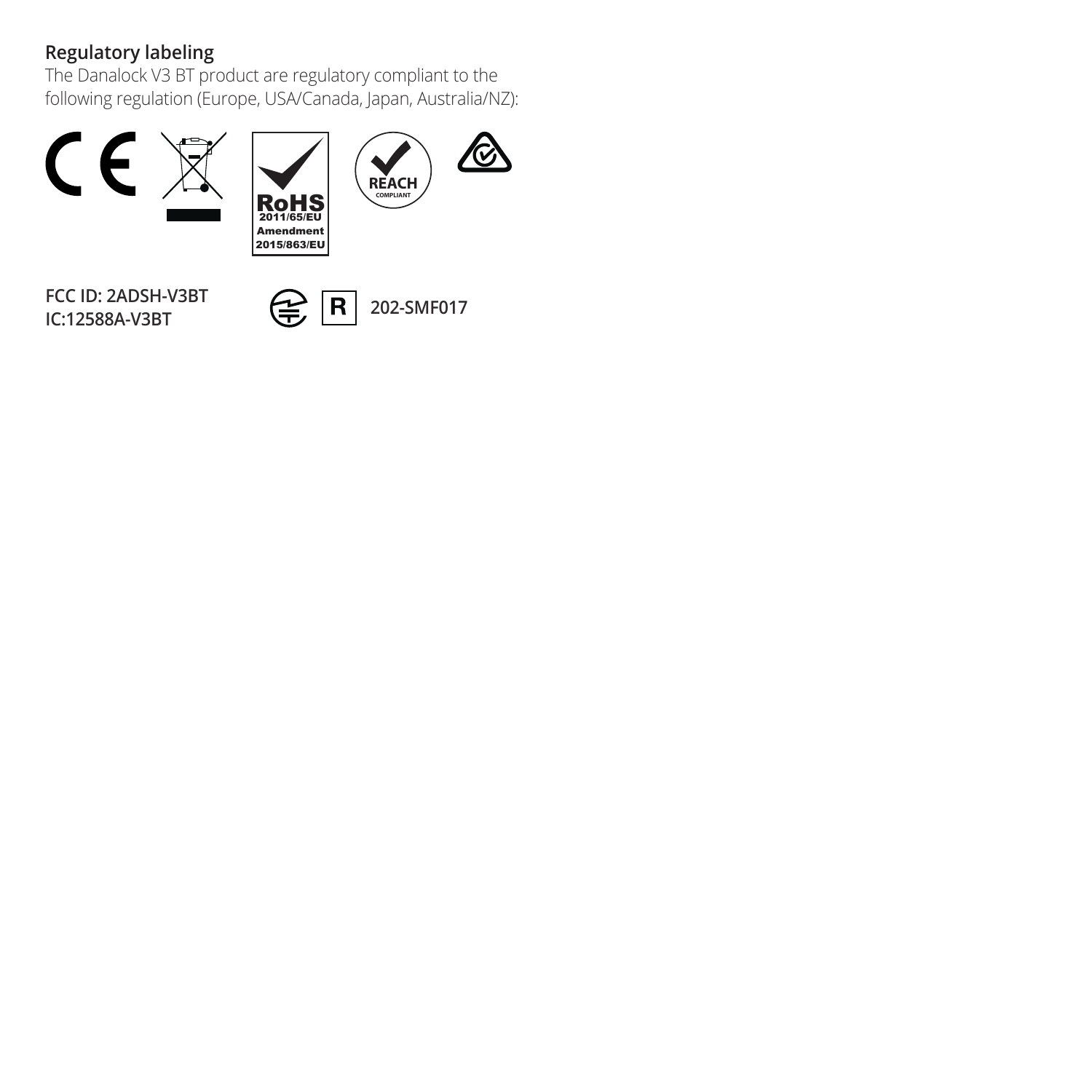## Regulatory labeling

The Danalock V3 BT product are regulatory compliant to the following regulation (Europe, USA/Canada, Japan, Australia/NZ):

RoHS
2011/65/EU
Amendment
2015/863/EU

REACH
COMPLIANT

**FCC ID: 2ADSH-V3BT**
**IC:12588A-V3BT**

R **202-SMF017**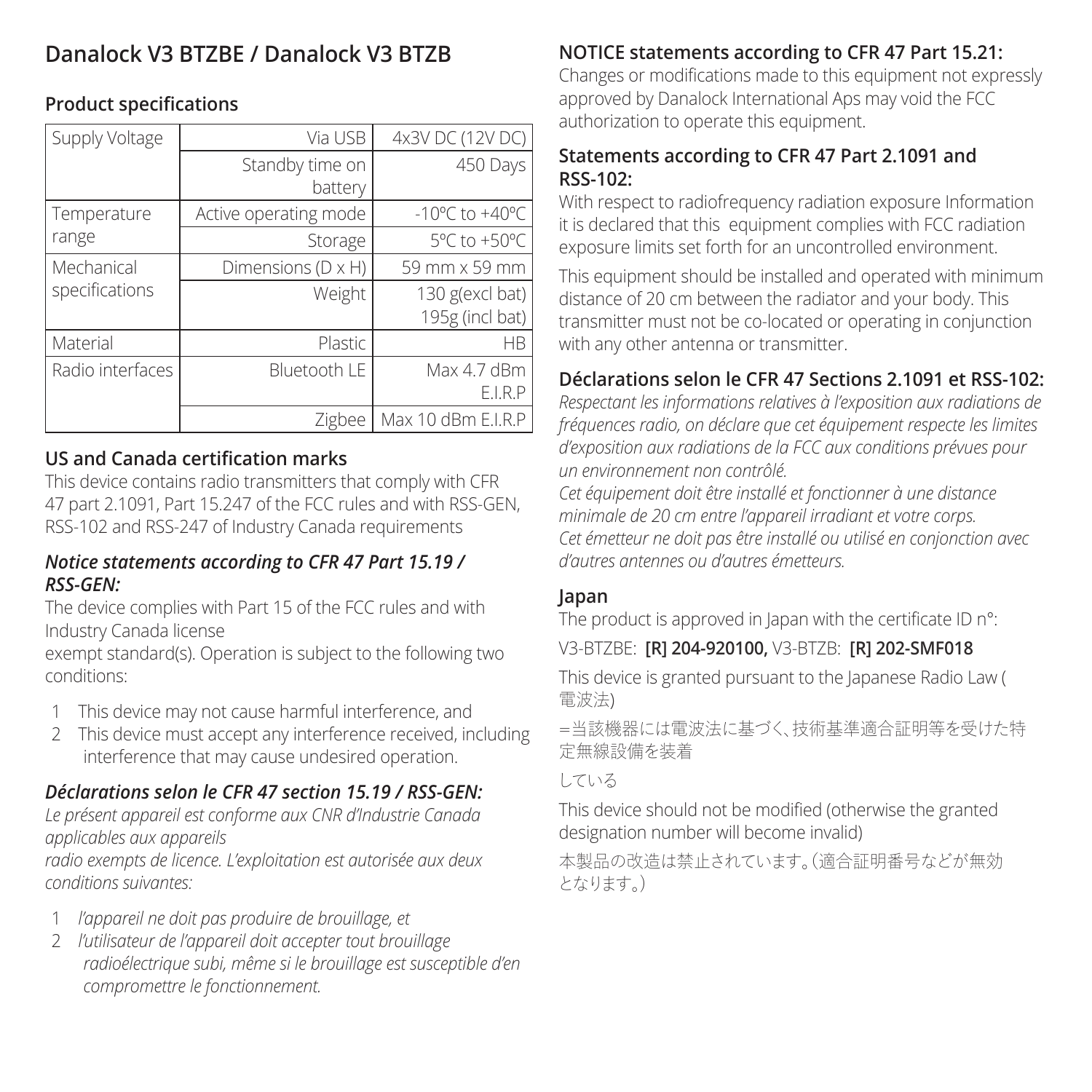# Danalock V3 BTZBE / Danalock V3 BTZB

## Product specifications

| | | |
|---|---|---|
| Supply Voltage | Via USB | 4x3V DC (12V DC) |
| | Standby time on battery | 450 Days |
| Temperature range | Active operating mode | -10ºC to +40ºC |
| | Storage | 5ºC to +50ºC |
| Mechanical specifications | Dimensions (D x H) | 59 mm x 59 mm |
| | Weight | 130 g(excl bat) 195g (incl bat) |
| Material | Plastic | HB |
| Radio interfaces | Bluetooth LE | Max 4.7 dBm E.I.R.P |
| | Zigbee | Max 10 dBm E.I.R.P |

### US and Canada certification marks

This device contains radio transmitters that comply with CFR 47 part 2.1091, Part 15.247 of the FCC rules and with RSS-GEN, RSS-102 and RSS-247 of Industry Canada requirements

### *Notice statements according to CFR 47 Part 15.19 / RSS-GEN:*

The device complies with Part 15 of the FCC rules and with Industry Canada license
exempt standard(s). Operation is subject to the following two conditions:

1. This device may not cause harmful interference, and
2. This device must accept any interference received, including interference that may cause undesired operation.

### *Déclarations selon le CFR 47 section 15.19 / RSS-GEN:*

*Le présent appareil est conforme aux CNR d'Industrie Canada applicables aux appareils*
*radio exempts de licence. L'exploitation est autorisée aux deux conditions suivantes:*

1. *l'appareil ne doit pas produire de brouillage, et*
2. *l'utilisateur de l'appareil doit accepter tout brouillage radioélectrique subi, même si le brouillage est susceptible d'en compromettre le fonctionnement.*

### NOTICE statements according to CFR 47 Part 15.21:

Changes or modifications made to this equipment not expressly approved by Danalock International Aps may void the FCC authorization to operate this equipment.

### Statements according to CFR 47 Part 2.1091 and RSS-102:

With respect to radiofrequency radiation exposure Information it is declared that this equipment complies with FCC radiation exposure limits set forth for an uncontrolled environment.

This equipment should be installed and operated with minimum distance of 20 cm between the radiator and your body. This transmitter must not be co-located or operating in conjunction with any other antenna or transmitter.

### Déclarations selon le CFR 47 Sections 2.1091 et RSS-102:

*Respectant les informations relatives à l'exposition aux radiations de fréquences radio, on déclare que cet équipement respecte les limites d'exposition aux radiations de la FCC aux conditions prévues pour un environnement non contrôlé.*
*Cet équipement doit être installé et fonctionner à une distance minimale de 20 cm entre l'appareil irradiant et votre corps.*
*Cet émetteur ne doit pas être installé ou utilisé en conjonction avec d'autres antennes ou d'autres émetteurs.*

### Japan

The product is approved in Japan with the certificate ID n°:

V3-BTZBE: **[R] 204-920100,** V3-BTZB: **[R] 202-SMF018**

This device is granted pursuant to the Japanese Radio Law (電波法)

=当該機器には電波法に基づく、技術基準適合証明等を受けた特定無線設備を装着

している

This device should not be modified (otherwise the granted designation number will become invalid)

本製品の改造は禁止されています。(適合証明番号などが無効となります。)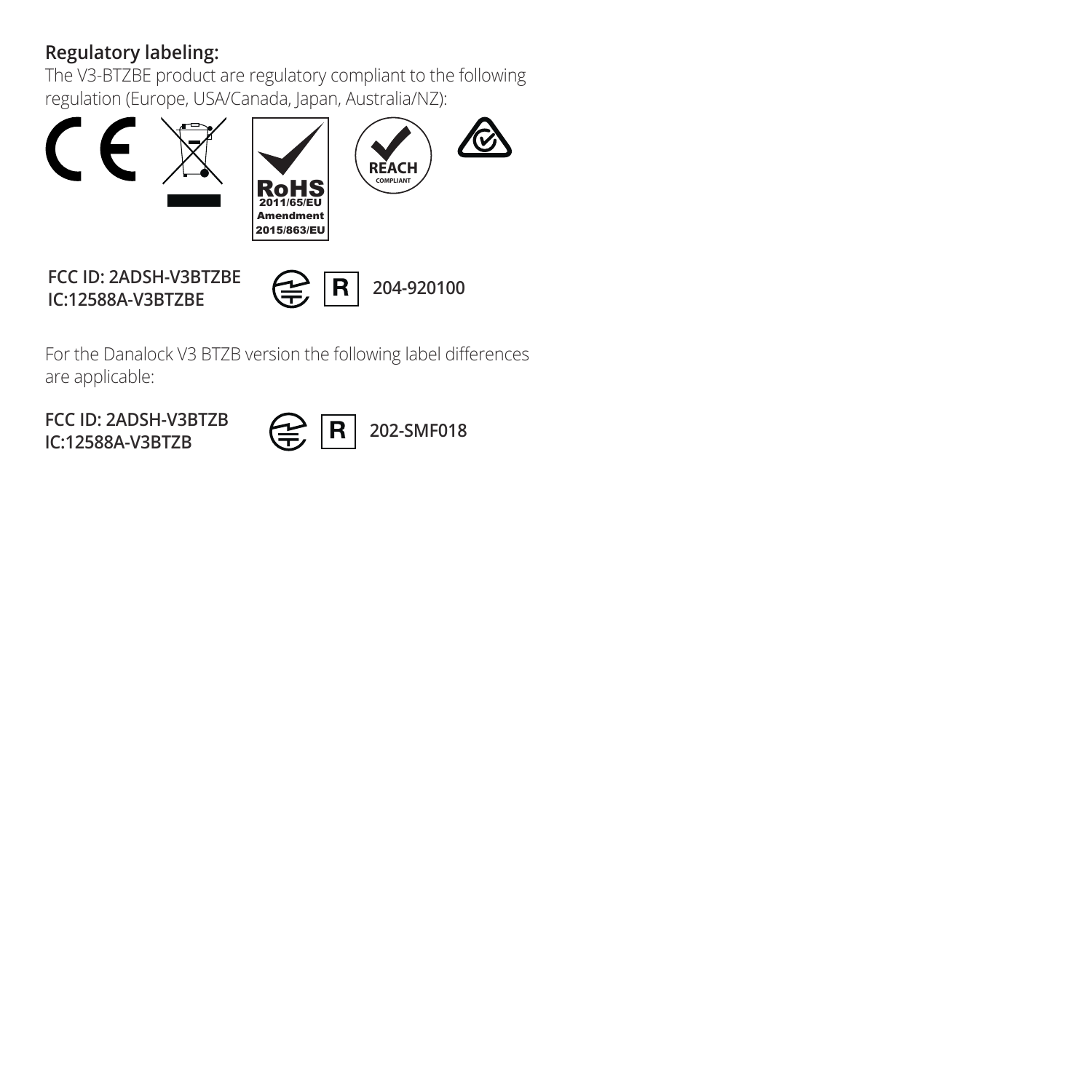**Regulatory labeling:**

The V3-BTZBE product are regulatory compliant to the following regulation (Europe, USA/Canada, Japan, Australia/NZ):

RoHS
2011/65/EU
Amendment
2015/863/EU

REACH
COMPLIANT

**FCC ID: 2ADSH-V3BTZBE**
**IC:12588A-V3BTZBE**

R **204-920100**

For the Danalock V3 BTZB version the following label differences are applicable:

**FCC ID: 2ADSH-V3BTZB**
**IC:12588A-V3BTZB**

R **202-SMF018**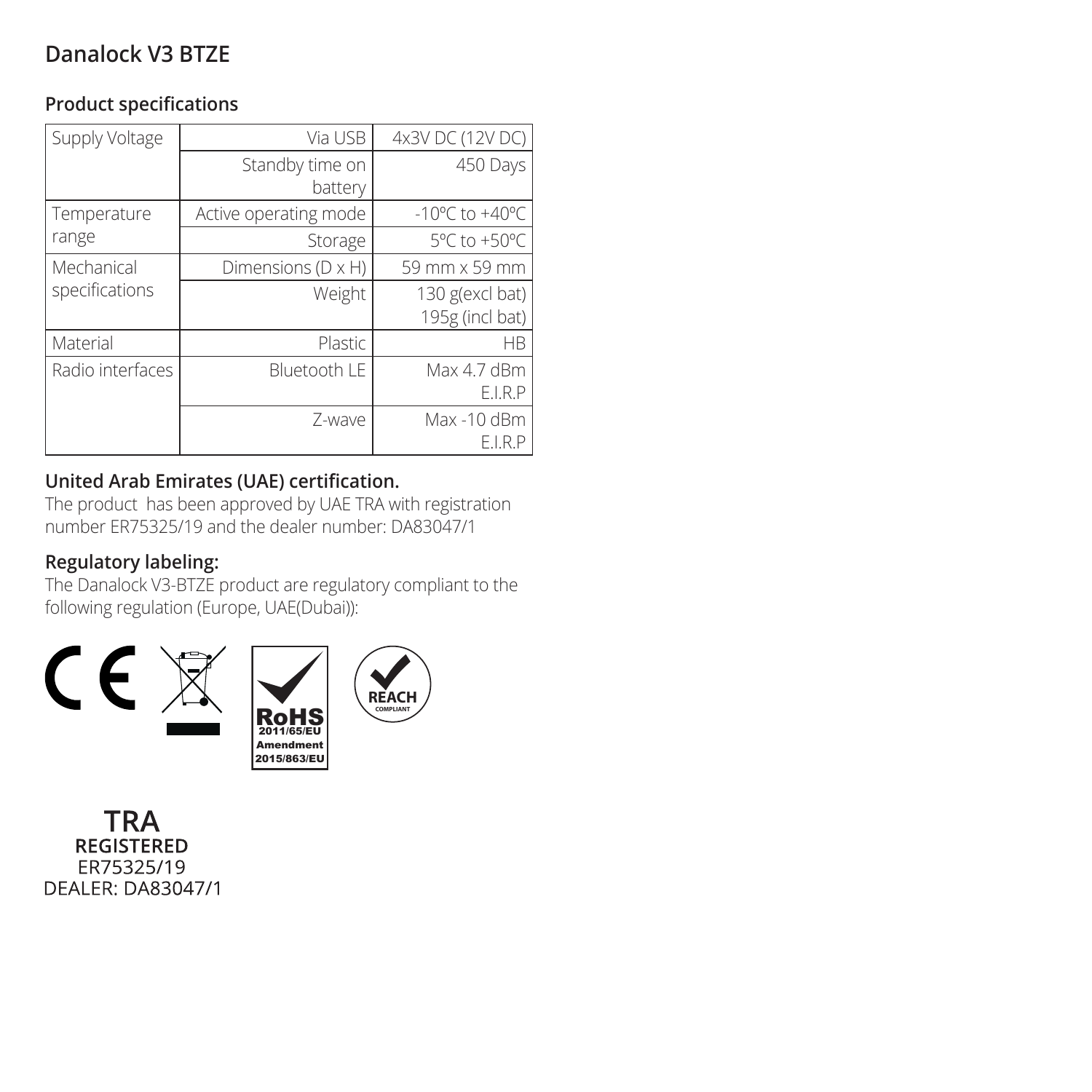# Danalock V3 BTZE

## Product specifications

| Supply Voltage | Via USB | 4x3V DC (12V DC) |
|---|---|---|
| | Standby time on battery | 450 Days |
| Temperature range | Active operating mode | -10ºC to +40ºC |
| | Storage | 5ºC to +50ºC |
| Mechanical specifications | Dimensions (D x H) | 59 mm x 59 mm |
| | Weight | 130 g(excl bat) 195g (incl bat) |
| Material | Plastic | HB |
| Radio interfaces | Bluetooth LE | Max 4.7 dBm E.I.R.P |
| | Z-wave | Max -10 dBm E.I.R.P |

## United Arab Emirates (UAE) certification.

The product has been approved by UAE TRA with registration number ER75325/19 and the dealer number: DA83047/1

## Regulatory labeling:

The Danalock V3-BTZE product are regulatory compliant to the following regulation (Europe, UAE(Dubai)):

CE

RoHS 2011/65/EU Amendment 2015/863/EU

REACH COMPLIANT

**TRA**
**REGISTERED**
ER75325/19
DEALER: DA83047/1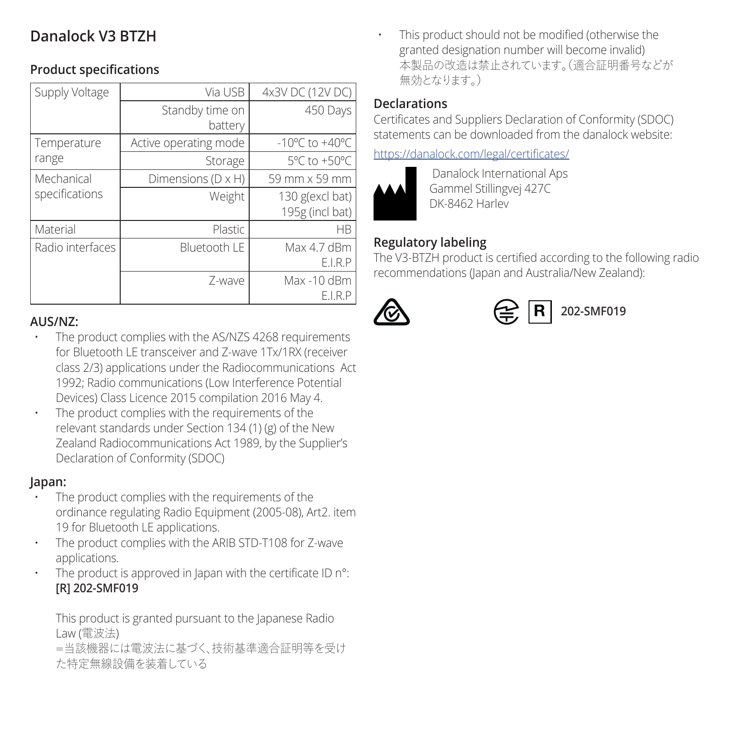# Danalock V3 BTZH

## Product specifications

| | | |
|---|---|---|
| Supply Voltage | Via USB | 4x3V DC (12V DC) |
| | Standby time on battery | 450 Days |
| Temperature range | Active operating mode | -10ºC to +40ºC |
| | Storage | 5ºC to +50ºC |
| Mechanical specifications | Dimensions (D x H) | 59 mm x 59 mm |
| | Weight | 130 g(excl bat) 195g (incl bat) |
| Material | Plastic | HB |
| Radio interfaces | Bluetooth LE | Max 4.7 dBm E.I.R.P |
| | Z-wave | Max -10 dBm E.I.R.P |

## AUS/NZ:

- The product complies with the AS/NZS 4268 requirements for Bluetooth LE transceiver and Z-wave 1Tx/1RX (receiver class 2/3) applications under the Radiocommunications Act 1992; Radio communications (Low Interference Potential Devices) Class Licence 2015 compilation 2016 May 4.
- The product complies with the requirements of the relevant standards under Section 134 (1) (g) of the New Zealand Radiocommunications Act 1989, by the Supplier's Declaration of Conformity (SDOC)

## Japan:

- The product complies with the requirements of the ordinance regulating Radio Equipment (2005-08), Art2. item 19 for Bluetooth LE applications.
- The product complies with the ARIB STD-T108 for Z-wave applications.
- The product is approved in Japan with the certificate ID n°: **[R] 202-SMF019**

  This product is granted pursuant to the Japanese Radio Law (電波法)
  =当該機器には電波法に基づく、技術基準適合証明等を受けた特定無線設備を装着している

- This product should not be modified (otherwise the granted designation number will become invalid)
  本製品の改造は禁止されています。(適合証明番号などが無効となります。)

## Declarations

Certificates and Suppliers Declaration of Conformity (SDOC) statements can be downloaded from the danalock website:

https://danalock.com/legal/certificates/

Danalock International Aps
Gammel Stillingvej 427C
DK-8462 Harlev

## Regulatory labeling

The V3-BTZH product is certified according to the following radio recommendations (Japan and Australia/New Zealand):

R **202-SMF019**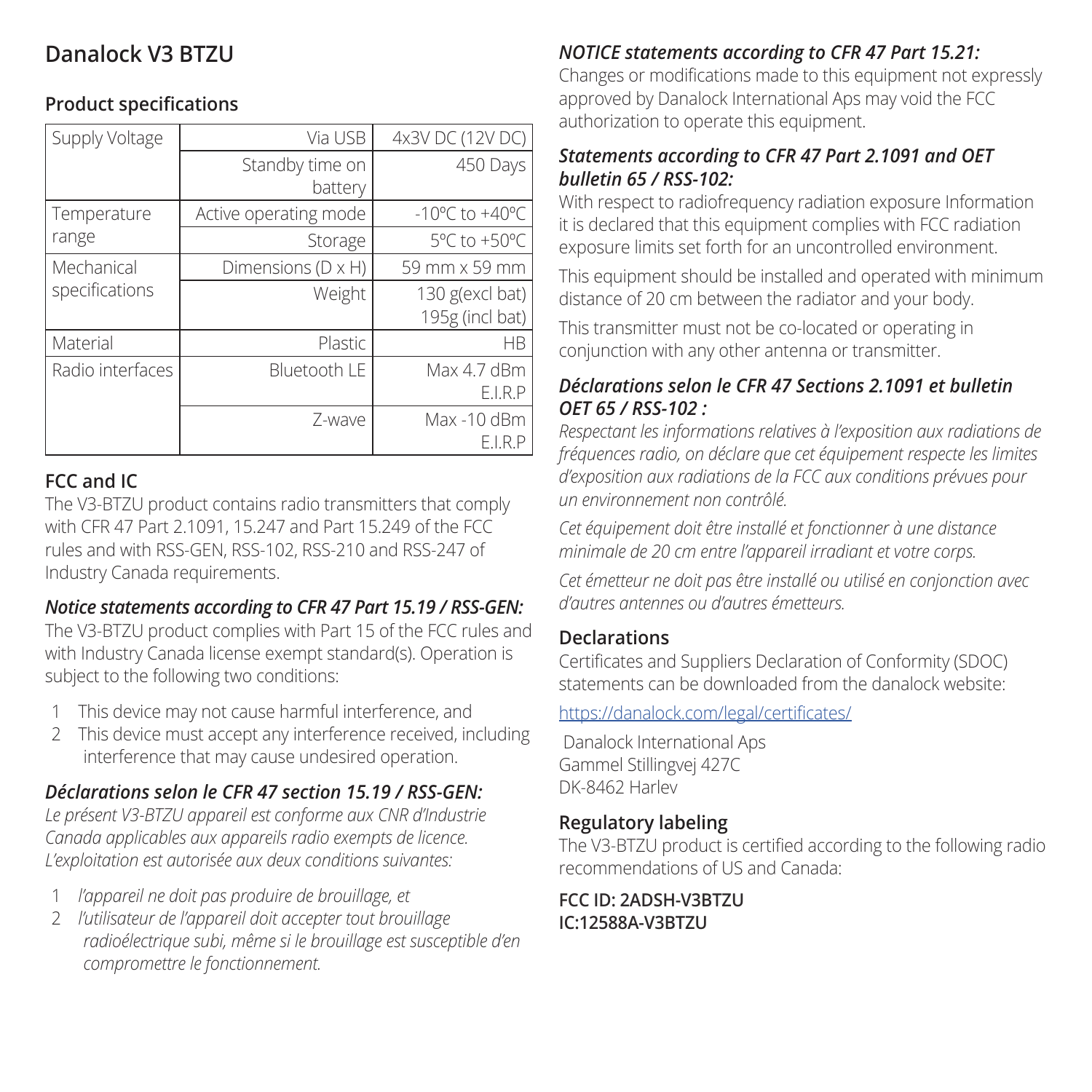# Danalock V3 BTZU

## Product specifications

| | | |
|---|---|---|
| Supply Voltage | Via USB | 4x3V DC (12V DC) |
| | Standby time on battery | 450 Days |
| Temperature range | Active operating mode | -10ºC to +40ºC |
| | Storage | 5ºC to +50ºC |
| Mechanical specifications | Dimensions (D x H) | 59 mm x 59 mm |
| | Weight | 130 g(excl bat) 195g (incl bat) |
| Material | Plastic | HB |
| Radio interfaces | Bluetooth LE | Max 4.7 dBm E.I.R.P |
| | Z-wave | Max -10 dBm E.I.R.P |

## FCC and IC

The V3-BTZU product contains radio transmitters that comply with CFR 47 Part 2.1091, 15.247 and Part 15.249 of the FCC rules and with RSS-GEN, RSS-102, RSS-210 and RSS-247 of Industry Canada requirements.

### *Notice statements according to CFR 47 Part 15.19 / RSS-GEN:*

The V3-BTZU product complies with Part 15 of the FCC rules and with Industry Canada license exempt standard(s). Operation is subject to the following two conditions:

1. This device may not cause harmful interference, and
2. This device must accept any interference received, including interference that may cause undesired operation.

### *Déclarations selon le CFR 47 section 15.19 / RSS-GEN:*

*Le présent V3-BTZU appareil est conforme aux CNR d'Industrie Canada applicables aux appareils radio exempts de licence. L'exploitation est autorisée aux deux conditions suivantes:*

1. *l'appareil ne doit pas produire de brouillage, et*
2. *l'utilisateur de l'appareil doit accepter tout brouillage radioélectrique subi, même si le brouillage est susceptible d'en compromettre le fonctionnement.*

### *NOTICE statements according to CFR 47 Part 15.21:*

Changes or modifications made to this equipment not expressly approved by Danalock International Aps may void the FCC authorization to operate this equipment.

### *Statements according to CFR 47 Part 2.1091 and OET bulletin 65 / RSS-102:*

With respect to radiofrequency radiation exposure Information it is declared that this equipment complies with FCC radiation exposure limits set forth for an uncontrolled environment.

This equipment should be installed and operated with minimum distance of 20 cm between the radiator and your body.

This transmitter must not be co-located or operating in conjunction with any other antenna or transmitter.

### *Déclarations selon le CFR 47 Sections 2.1091 et bulletin OET 65 / RSS-102 :*

*Respectant les informations relatives à l'exposition aux radiations de fréquences radio, on déclare que cet équipement respecte les limites d'exposition aux radiations de la FCC aux conditions prévues pour un environnement non contrôlé.*

*Cet équipement doit être installé et fonctionner à une distance minimale de 20 cm entre l'appareil irradiant et votre corps.*

*Cet émetteur ne doit pas être installé ou utilisé en conjonction avec d'autres antennes ou d'autres émetteurs.*

## Declarations

Certificates and Suppliers Declaration of Conformity (SDOC) statements can be downloaded from the danalock website:

https://danalock.com/legal/certificates/

Danalock International Aps
Gammel Stillingvej 427C
DK-8462 Harlev

## Regulatory labeling

The V3-BTZU product is certified according to the following radio recommendations of US and Canada:

**FCC ID: 2ADSH-V3BTZU**
**IC:12588A-V3BTZU**